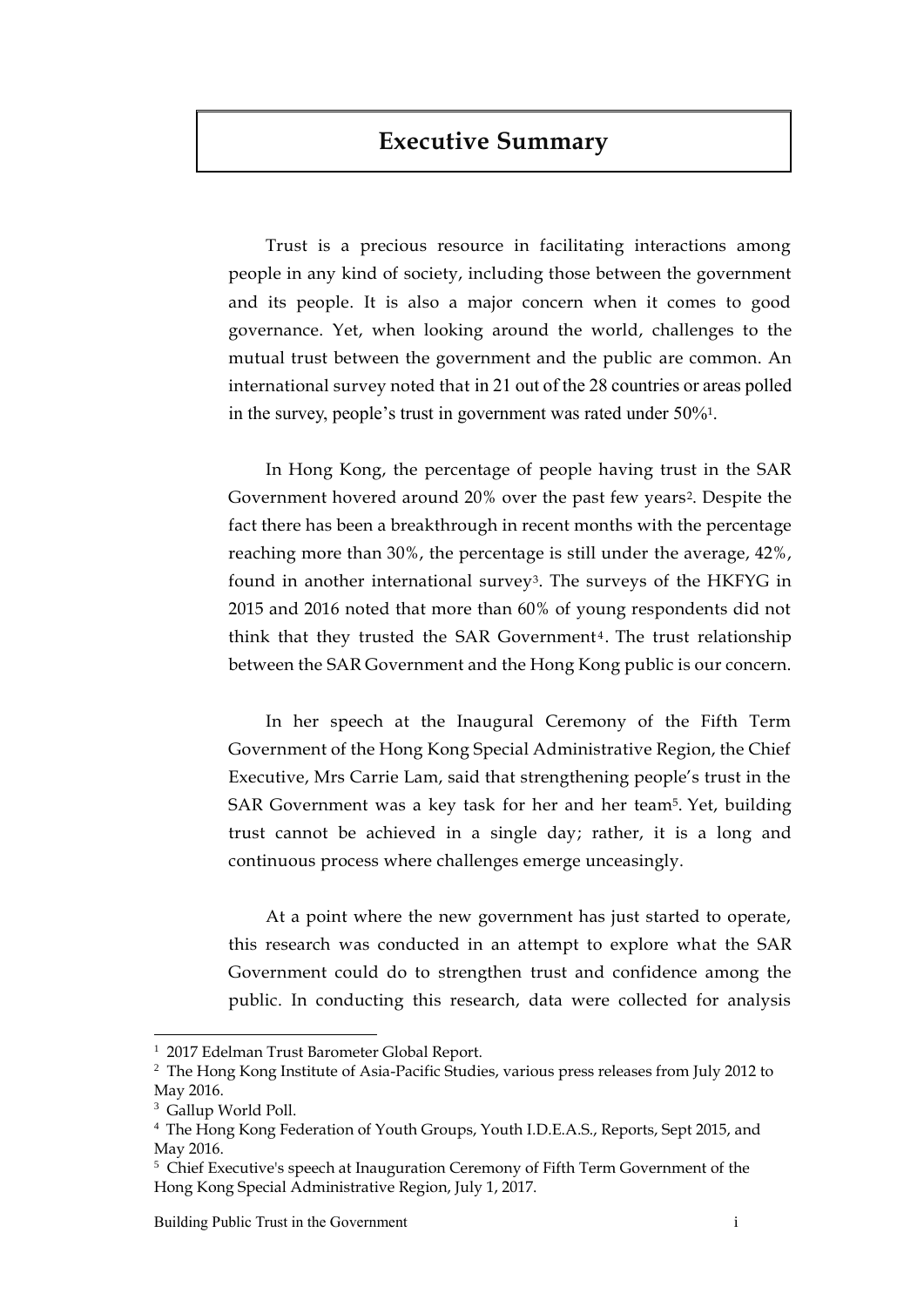# Executive Summary

Trust is a precious resource in facilitating interactions among people in any kind of society, including those between the government and its people. It is also a major concern when it comes to good governance. Yet, when looking around the world, challenges to the mutual trust between the government and the public are common. An international survey noted that in 21 out of the 28 countries or areas polled in the survey, people's trust in government was rated under 50%[1].

In Hong Kong, the percentage of people having trust in the SAR Government hovered around 20% over the past few years[2]. Despite the fact there has been a breakthrough in recent months with the percentage reaching more than 30%, the percentage is still under the average, 42%, found in another international survey[3]. The surveys of the HKFYG in 2015 and 2016 noted that more than 60% of young respondents did not think that they trusted the SAR Government[4]. The trust relationship between the SAR Government and the Hong Kong public is our concern.

In her speech at the Inaugural Ceremony of the Fifth Term Government of the Hong Kong Special Administrative Region, the Chief Executive, Mrs Carrie Lam, said that strengthening people's trust in the SAR Government was a key task for her and her team[5]. Yet, building trust cannot be achieved in a single day; rather, it is a long and continuous process where challenges emerge unceasingly.

At a point where the new government has just started to operate, this research was conducted in an attempt to explore what the SAR Government could do to strengthen trust and confidence among the public. In conducting this research, data were collected for analysis

---

[1] 2017 Edelman Trust Barometer Global Report.

[2] The Hong Kong Institute of Asia-Pacific Studies, various press releases from July 2012 to May 2016.

[3] Gallup World Poll.

[4] The Hong Kong Federation of Youth Groups, Youth I.D.E.A.S., Reports, Sept 2015, and May 2016.

[5] Chief Executive's speech at Inauguration Ceremony of Fifth Term Government of the Hong Kong Special Administrative Region, July 1, 2017.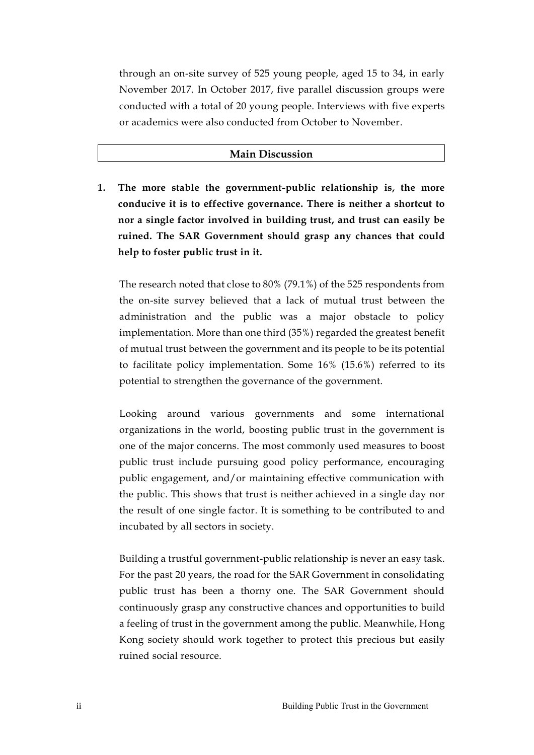through an on-site survey of 525 young people, aged 15 to 34, in early November 2017. In October 2017, five parallel discussion groups were conducted with a total of 20 young people. Interviews with five experts or academics were also conducted from October to November.

## Main Discussion

**1. The more stable the government-public relationship is, the more conducive it is to effective governance. There is neither a shortcut to nor a single factor involved in building trust, and trust can easily be ruined. The SAR Government should grasp any chances that could help to foster public trust in it.**

The research noted that close to 80% (79.1%) of the 525 respondents from the on-site survey believed that a lack of mutual trust between the administration and the public was a major obstacle to policy implementation. More than one third (35%) regarded the greatest benefit of mutual trust between the government and its people to be its potential to facilitate policy implementation. Some 16% (15.6%) referred to its potential to strengthen the governance of the government.

Looking around various governments and some international organizations in the world, boosting public trust in the government is one of the major concerns. The most commonly used measures to boost public trust include pursuing good policy performance, encouraging public engagement, and/or maintaining effective communication with the public. This shows that trust is neither achieved in a single day nor the result of one single factor. It is something to be contributed to and incubated by all sectors in society.

Building a trustful government-public relationship is never an easy task. For the past 20 years, the road for the SAR Government in consolidating public trust has been a thorny one. The SAR Government should continuously grasp any constructive chances and opportunities to build a feeling of trust in the government among the public. Meanwhile, Hong Kong society should work together to protect this precious but easily ruined social resource.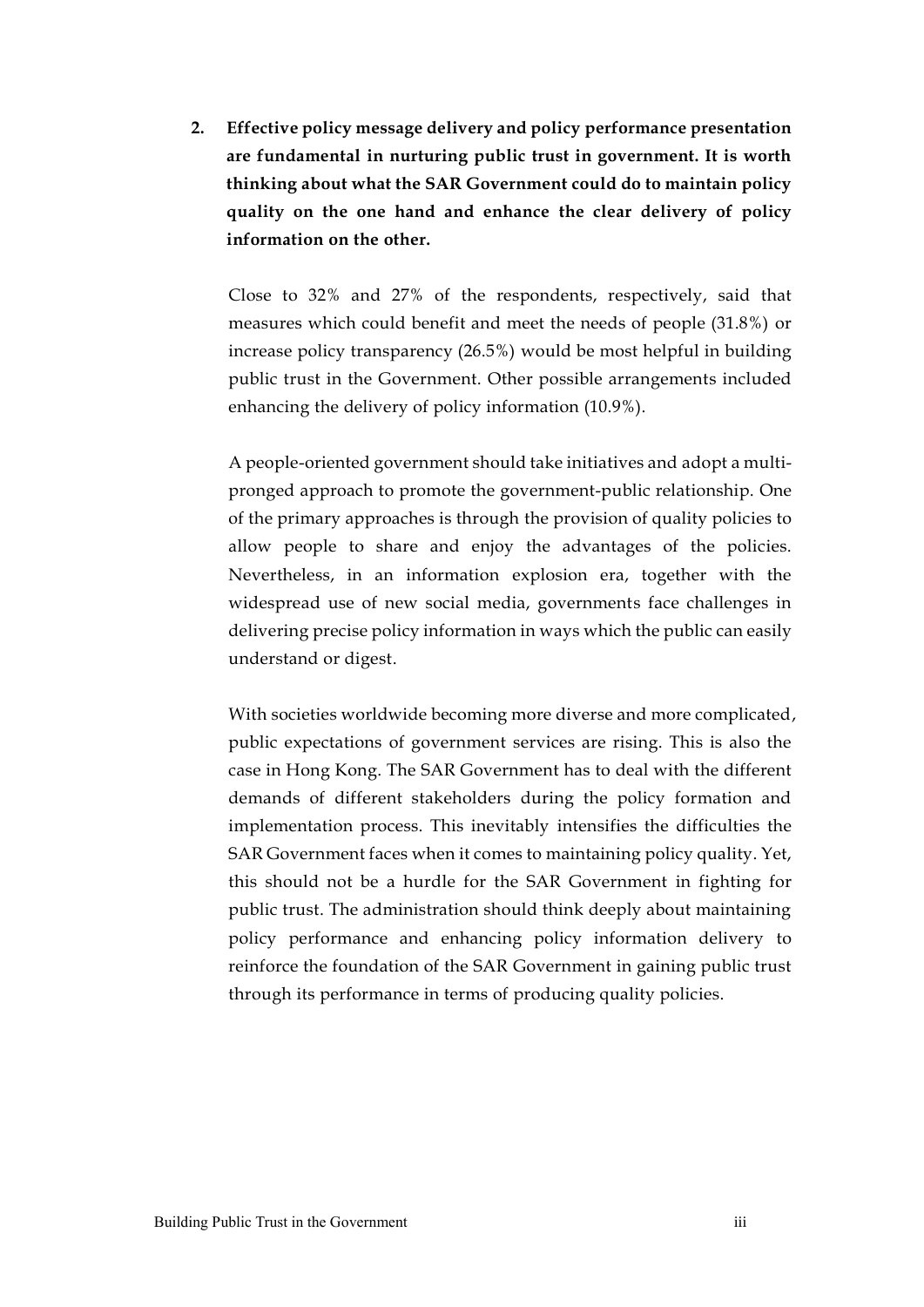**2. Effective policy message delivery and policy performance presentation are fundamental in nurturing public trust in government. It is worth thinking about what the SAR Government could do to maintain policy quality on the one hand and enhance the clear delivery of policy information on the other.**

Close to 32% and 27% of the respondents, respectively, said that measures which could benefit and meet the needs of people (31.8%) or increase policy transparency (26.5%) would be most helpful in building public trust in the Government. Other possible arrangements included enhancing the delivery of policy information (10.9%).

A people-oriented government should take initiatives and adopt a multi-pronged approach to promote the government-public relationship. One of the primary approaches is through the provision of quality policies to allow people to share and enjoy the advantages of the policies. Nevertheless, in an information explosion era, together with the widespread use of new social media, governments face challenges in delivering precise policy information in ways which the public can easily understand or digest.

With societies worldwide becoming more diverse and more complicated, public expectations of government services are rising. This is also the case in Hong Kong. The SAR Government has to deal with the different demands of different stakeholders during the policy formation and implementation process. This inevitably intensifies the difficulties the SAR Government faces when it comes to maintaining policy quality. Yet, this should not be a hurdle for the SAR Government in fighting for public trust. The administration should think deeply about maintaining policy performance and enhancing policy information delivery to reinforce the foundation of the SAR Government in gaining public trust through its performance in terms of producing quality policies.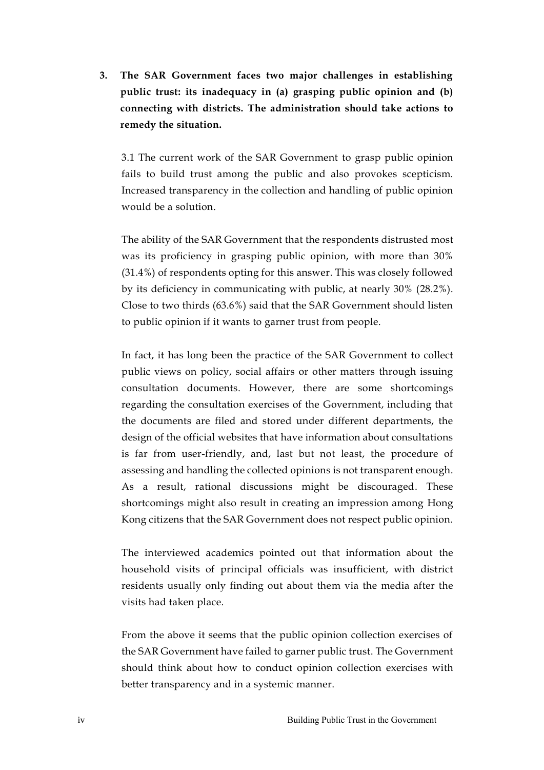**3. The SAR Government faces two major challenges in establishing public trust: its inadequacy in (a) grasping public opinion and (b) connecting with districts. The administration should take actions to remedy the situation.**

3.1 The current work of the SAR Government to grasp public opinion fails to build trust among the public and also provokes scepticism. Increased transparency in the collection and handling of public opinion would be a solution.

The ability of the SAR Government that the respondents distrusted most was its proficiency in grasping public opinion, with more than 30% (31.4%) of respondents opting for this answer. This was closely followed by its deficiency in communicating with public, at nearly 30% (28.2%). Close to two thirds (63.6%) said that the SAR Government should listen to public opinion if it wants to garner trust from people.

In fact, it has long been the practice of the SAR Government to collect public views on policy, social affairs or other matters through issuing consultation documents. However, there are some shortcomings regarding the consultation exercises of the Government, including that the documents are filed and stored under different departments, the design of the official websites that have information about consultations is far from user-friendly, and, last but not least, the procedure of assessing and handling the collected opinions is not transparent enough. As a result, rational discussions might be discouraged. These shortcomings might also result in creating an impression among Hong Kong citizens that the SAR Government does not respect public opinion.

The interviewed academics pointed out that information about the household visits of principal officials was insufficient, with district residents usually only finding out about them via the media after the visits had taken place.

From the above it seems that the public opinion collection exercises of the SAR Government have failed to garner public trust. The Government should think about how to conduct opinion collection exercises with better transparency and in a systemic manner.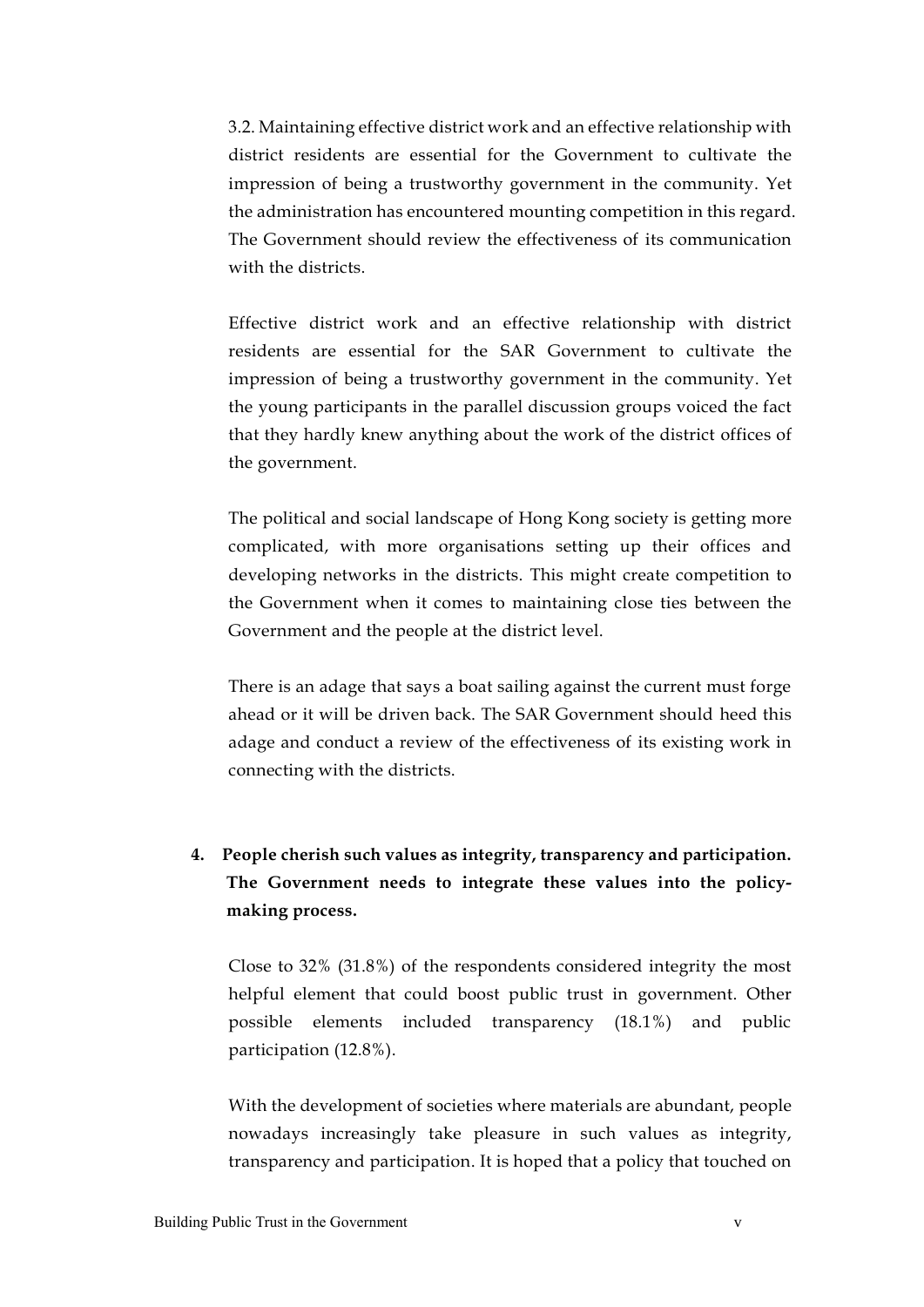3.2. Maintaining effective district work and an effective relationship with district residents are essential for the Government to cultivate the impression of being a trustworthy government in the community. Yet the administration has encountered mounting competition in this regard. The Government should review the effectiveness of its communication with the districts.

Effective district work and an effective relationship with district residents are essential for the SAR Government to cultivate the impression of being a trustworthy government in the community. Yet the young participants in the parallel discussion groups voiced the fact that they hardly knew anything about the work of the district offices of the government.

The political and social landscape of Hong Kong society is getting more complicated, with more organisations setting up their offices and developing networks in the districts. This might create competition to the Government when it comes to maintaining close ties between the Government and the people at the district level.

There is an adage that says a boat sailing against the current must forge ahead or it will be driven back. The SAR Government should heed this adage and conduct a review of the effectiveness of its existing work in connecting with the districts.

**4. People cherish such values as integrity, transparency and participation. The Government needs to integrate these values into the policy-making process.**

Close to 32% (31.8%) of the respondents considered integrity the most helpful element that could boost public trust in government. Other possible elements included transparency (18.1%) and public participation (12.8%).

With the development of societies where materials are abundant, people nowadays increasingly take pleasure in such values as integrity, transparency and participation. It is hoped that a policy that touched on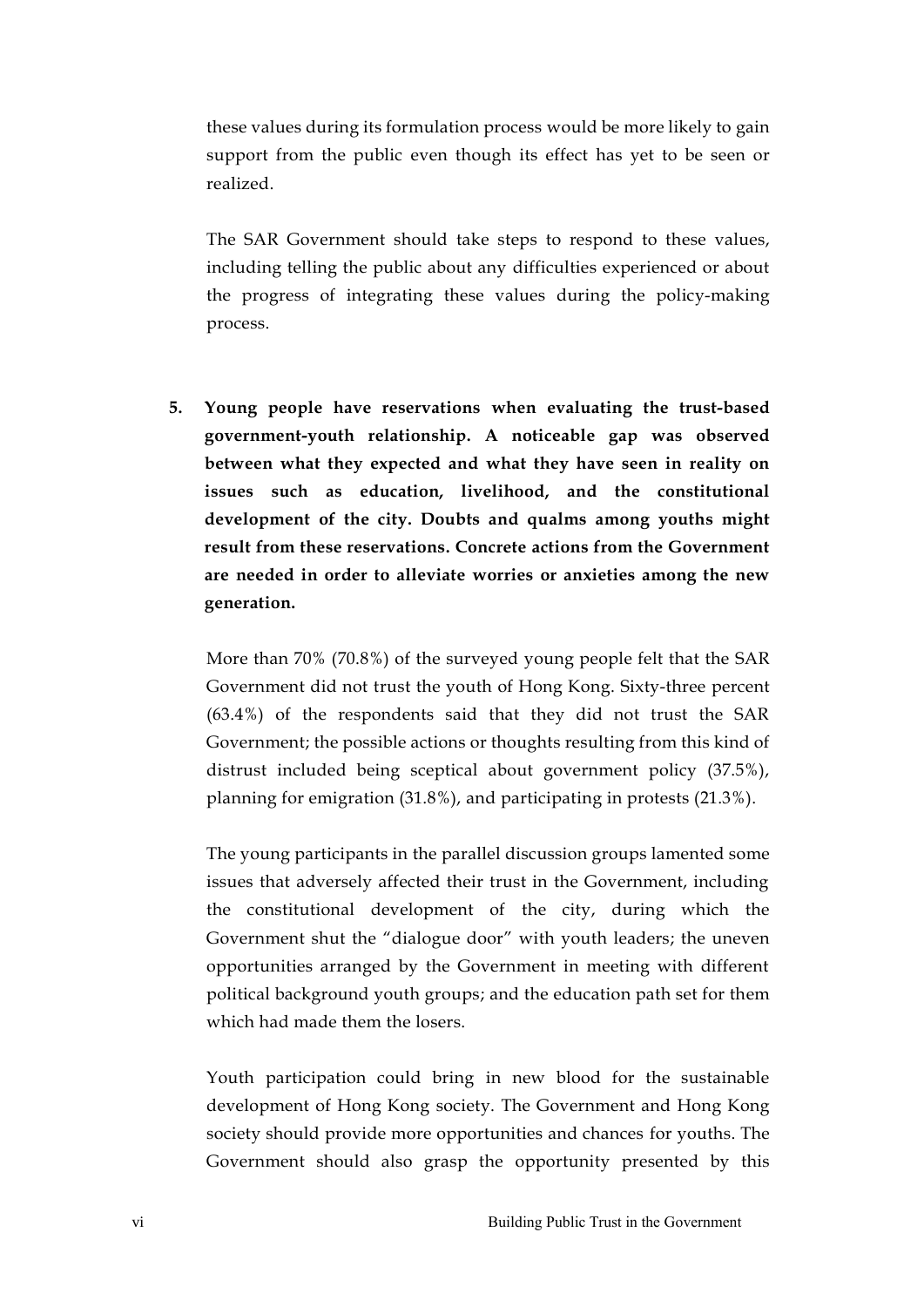these values during its formulation process would be more likely to gain support from the public even though its effect has yet to be seen or realized.

The SAR Government should take steps to respond to these values, including telling the public about any difficulties experienced or about the progress of integrating these values during the policy-making process.

5. **Young people have reservations when evaluating the trust-based government-youth relationship. A noticeable gap was observed between what they expected and what they have seen in reality on issues such as education, livelihood, and the constitutional development of the city. Doubts and qualms among youths might result from these reservations. Concrete actions from the Government are needed in order to alleviate worries or anxieties among the new generation.**

   More than 70% (70.8%) of the surveyed young people felt that the SAR Government did not trust the youth of Hong Kong. Sixty-three percent (63.4%) of the respondents said that they did not trust the SAR Government; the possible actions or thoughts resulting from this kind of distrust included being sceptical about government policy (37.5%), planning for emigration (31.8%), and participating in protests (21.3%).

   The young participants in the parallel discussion groups lamented some issues that adversely affected their trust in the Government, including the constitutional development of the city, during which the Government shut the "dialogue door" with youth leaders; the uneven opportunities arranged by the Government in meeting with different political background youth groups; and the education path set for them which had made them the losers.

   Youth participation could bring in new blood for the sustainable development of Hong Kong society. The Government and Hong Kong society should provide more opportunities and chances for youths. The Government should also grasp the opportunity presented by this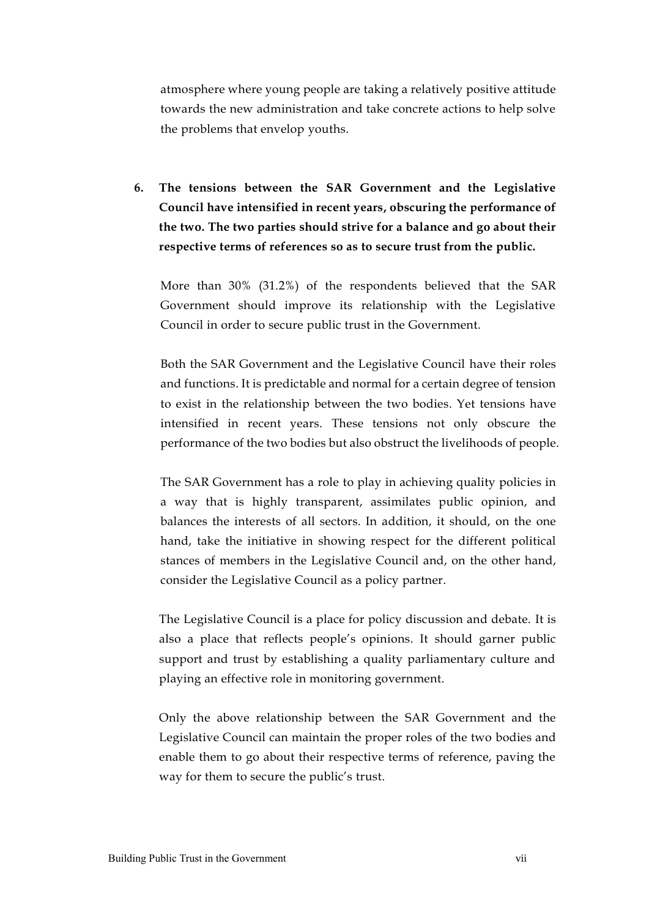atmosphere where young people are taking a relatively positive attitude towards the new administration and take concrete actions to help solve the problems that envelop youths.

6. **The tensions between the SAR Government and the Legislative Council have intensified in recent years, obscuring the performance of the two. The two parties should strive for a balance and go about their respective terms of references so as to secure trust from the public.**

   More than 30% (31.2%) of the respondents believed that the SAR Government should improve its relationship with the Legislative Council in order to secure public trust in the Government.

   Both the SAR Government and the Legislative Council have their roles and functions. It is predictable and normal for a certain degree of tension to exist in the relationship between the two bodies. Yet tensions have intensified in recent years. These tensions not only obscure the performance of the two bodies but also obstruct the livelihoods of people.

   The SAR Government has a role to play in achieving quality policies in a way that is highly transparent, assimilates public opinion, and balances the interests of all sectors. In addition, it should, on the one hand, take the initiative in showing respect for the different political stances of members in the Legislative Council and, on the other hand, consider the Legislative Council as a policy partner.

   The Legislative Council is a place for policy discussion and debate. It is also a place that reflects people's opinions. It should garner public support and trust by establishing a quality parliamentary culture and playing an effective role in monitoring government.

   Only the above relationship between the SAR Government and the Legislative Council can maintain the proper roles of the two bodies and enable them to go about their respective terms of reference, paving the way for them to secure the public's trust.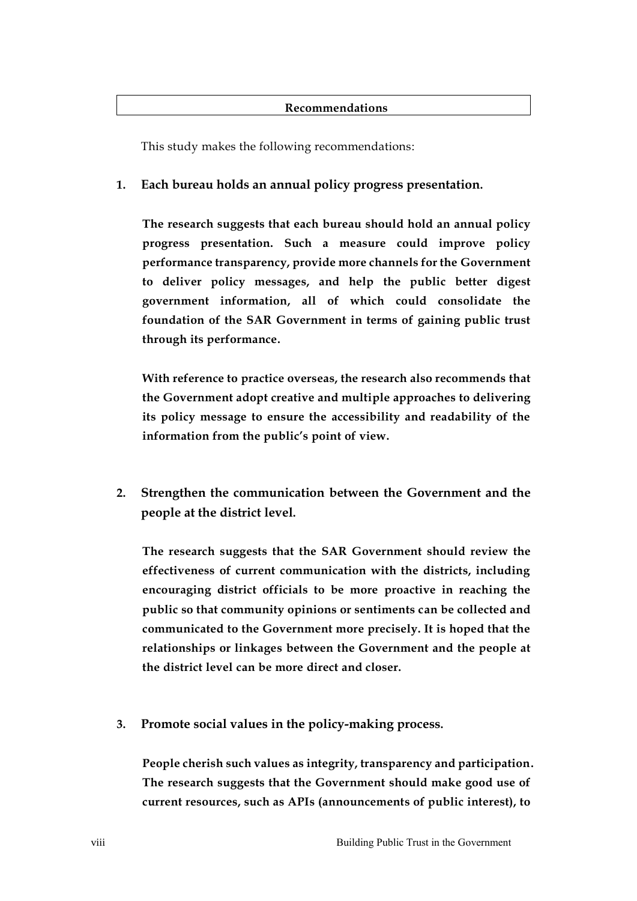## Recommendations

This study makes the following recommendations:

**1. Each bureau holds an annual policy progress presentation.**

**The research suggests that each bureau should hold an annual policy progress presentation. Such a measure could improve policy performance transparency, provide more channels for the Government to deliver policy messages, and help the public better digest government information, all of which could consolidate the foundation of the SAR Government in terms of gaining public trust through its performance.**

**With reference to practice overseas, the research also recommends that the Government adopt creative and multiple approaches to delivering its policy message to ensure the accessibility and readability of the information from the public's point of view.**

**2. Strengthen the communication between the Government and the people at the district level.**

**The research suggests that the SAR Government should review the effectiveness of current communication with the districts, including encouraging district officials to be more proactive in reaching the public so that community opinions or sentiments can be collected and communicated to the Government more precisely. It is hoped that the relationships or linkages between the Government and the people at the district level can be more direct and closer.**

**3. Promote social values in the policy-making process.**

**People cherish such values as integrity, transparency and participation. The research suggests that the Government should make good use of current resources, such as APIs (announcements of public interest), to**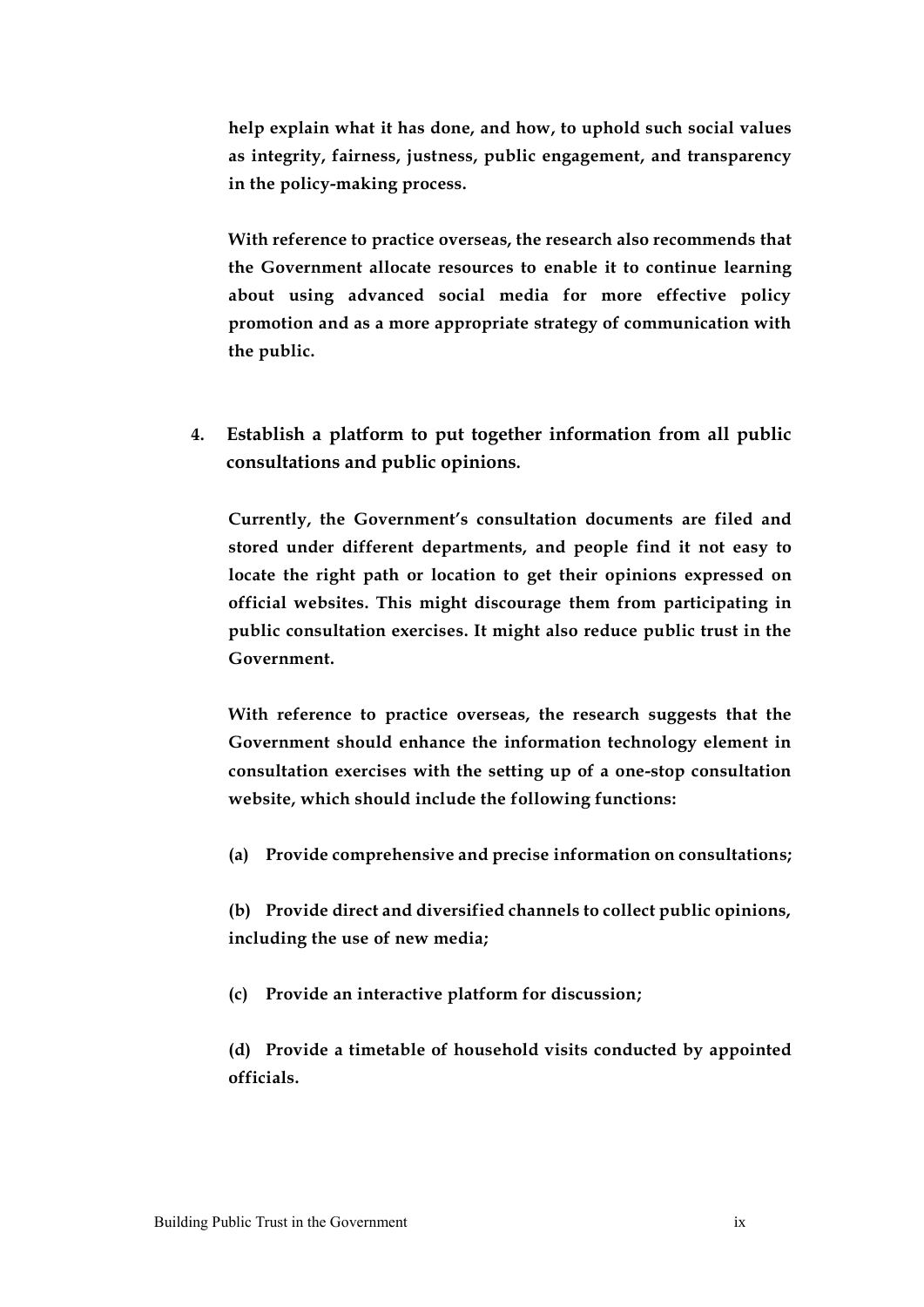**help explain what it has done, and how, to uphold such social values as integrity, fairness, justness, public engagement, and transparency in the policy-making process.**

**With reference to practice overseas, the research also recommends that the Government allocate resources to enable it to continue learning about using advanced social media for more effective policy promotion and as a more appropriate strategy of communication with the public.**

**4. Establish a platform to put together information from all public consultations and public opinions.**

**Currently, the Government's consultation documents are filed and stored under different departments, and people find it not easy to locate the right path or location to get their opinions expressed on official websites. This might discourage them from participating in public consultation exercises. It might also reduce public trust in the Government.**

**With reference to practice overseas, the research suggests that the Government should enhance the information technology element in consultation exercises with the setting up of a one-stop consultation website, which should include the following functions:**

**(a) Provide comprehensive and precise information on consultations;**

**(b) Provide direct and diversified channels to collect public opinions, including the use of new media;**

**(c) Provide an interactive platform for discussion;**

**(d) Provide a timetable of household visits conducted by appointed officials.**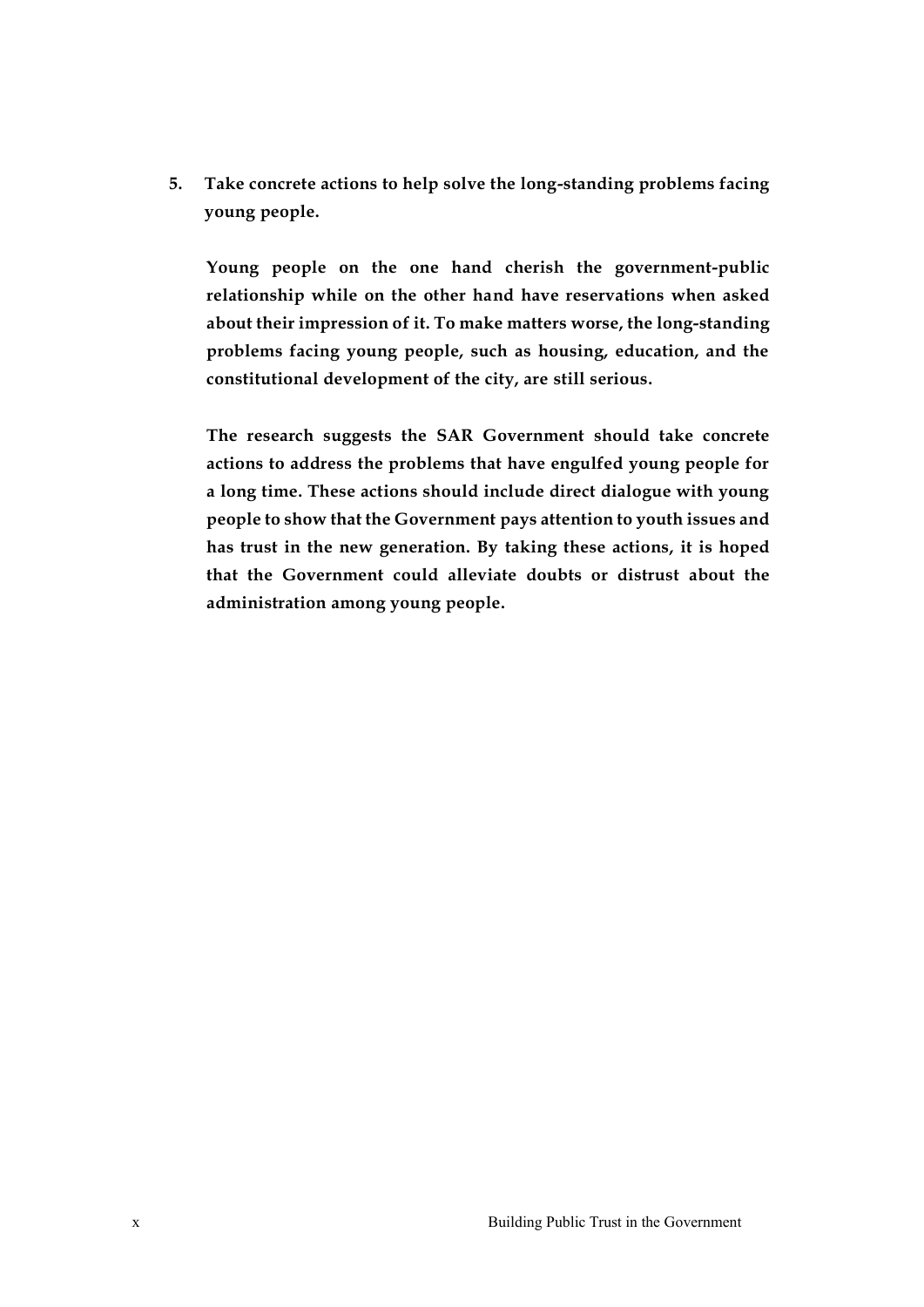**5. Take concrete actions to help solve the long-standing problems facing young people.**

**Young people on the one hand cherish the government-public relationship while on the other hand have reservations when asked about their impression of it. To make matters worse, the long-standing problems facing young people, such as housing, education, and the constitutional development of the city, are still serious.**

**The research suggests the SAR Government should take concrete actions to address the problems that have engulfed young people for a long time. These actions should include direct dialogue with young people to show that the Government pays attention to youth issues and has trust in the new generation. By taking these actions, it is hoped that the Government could alleviate doubts or distrust about the administration among young people.**